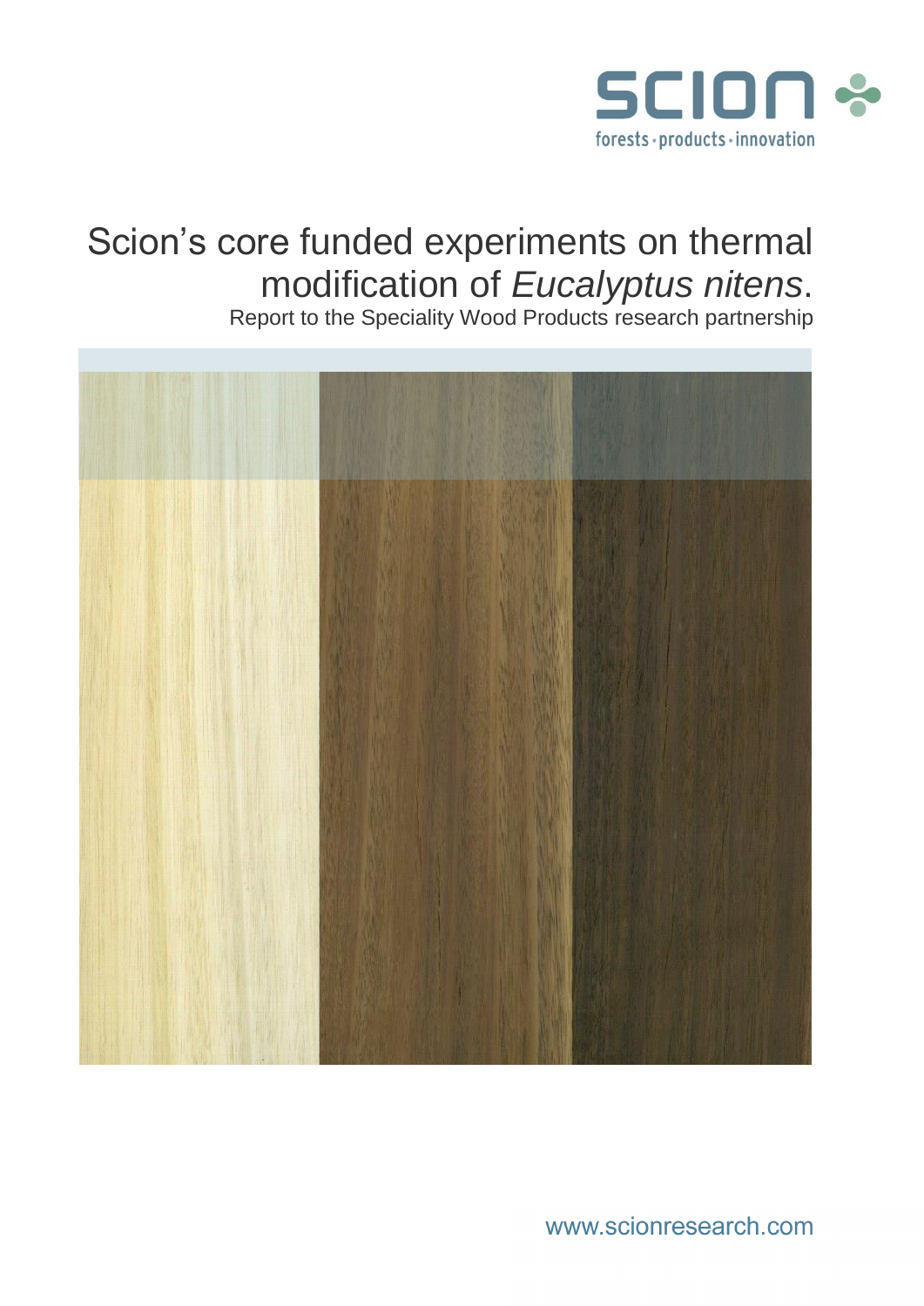SCION

forests · products · innovation

# Scion's core funded experiments on thermal modification of *Eucalyptus nitens*.

Report to the Speciality Wood Products research partnership

www.scionresearch.com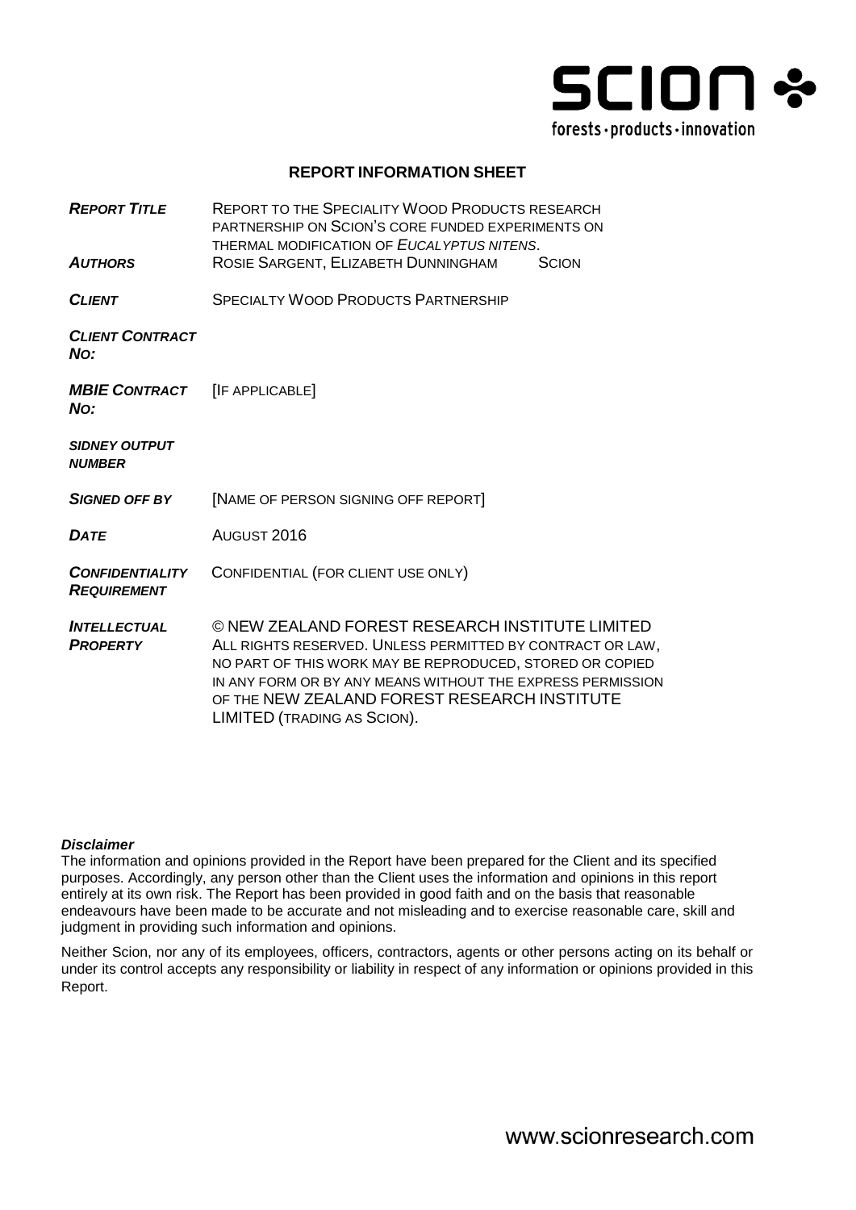SCION
forests · products · innovation

## REPORT INFORMATION SHEET

| | |
|---|---|
| ***REPORT TITLE*** | REPORT TO THE SPECIALITY WOOD PRODUCTS RESEARCH PARTNERSHIP ON SCION'S CORE FUNDED EXPERIMENTS ON THERMAL MODIFICATION OF *EUCALYPTUS NITENS*. |
| ***AUTHORS*** | ROSIE SARGENT, ELIZABETH DUNNINGHAM SCION |
| ***CLIENT*** | SPECIALTY WOOD PRODUCTS PARTNERSHIP |
| ***CLIENT CONTRACT NO:*** | |
| ***MBIE CONTRACT NO:*** | [IF APPLICABLE] |
| ***SIDNEY OUTPUT NUMBER*** | |
| ***SIGNED OFF BY*** | [NAME OF PERSON SIGNING OFF REPORT] |
| ***DATE*** | AUGUST 2016 |
| ***CONFIDENTIALITY REQUIREMENT*** | CONFIDENTIAL (FOR CLIENT USE ONLY) |
| ***INTELLECTUAL PROPERTY*** | © NEW ZEALAND FOREST RESEARCH INSTITUTE LIMITED ALL RIGHTS RESERVED. UNLESS PERMITTED BY CONTRACT OR LAW, NO PART OF THIS WORK MAY BE REPRODUCED, STORED OR COPIED IN ANY FORM OR BY ANY MEANS WITHOUT THE EXPRESS PERMISSION OF THE NEW ZEALAND FOREST RESEARCH INSTITUTE LIMITED (TRADING AS SCION). |

***Disclaimer***

The information and opinions provided in the Report have been prepared for the Client and its specified purposes. Accordingly, any person other than the Client uses the information and opinions in this report entirely at its own risk. The Report has been provided in good faith and on the basis that reasonable endeavours have been made to be accurate and not misleading and to exercise reasonable care, skill and judgment in providing such information and opinions.

Neither Scion, nor any of its employees, officers, contractors, agents or other persons acting on its behalf or under its control accepts any responsibility or liability in respect of any information or opinions provided in this Report.

www.scionresearch.com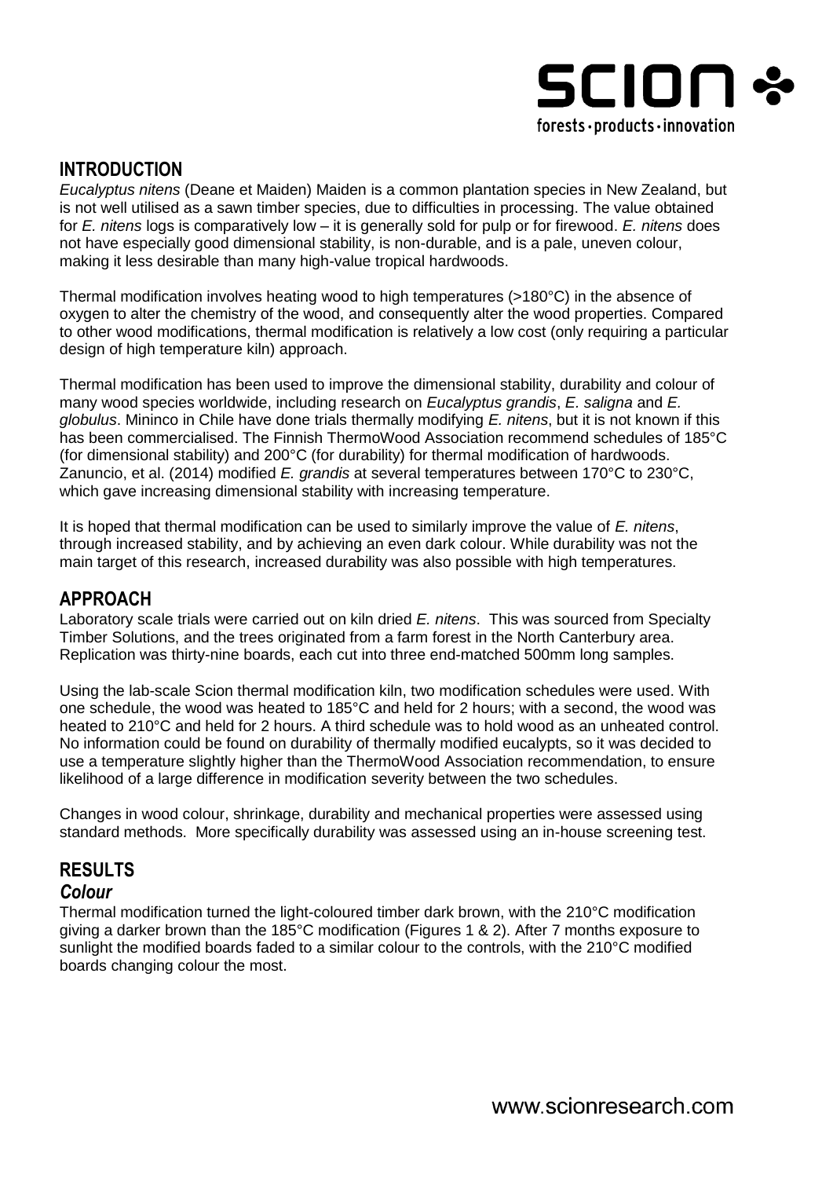## INTRODUCTION

*Eucalyptus nitens* (Deane et Maiden) Maiden is a common plantation species in New Zealand, but is not well utilised as a sawn timber species, due to difficulties in processing. The value obtained for *E. nitens* logs is comparatively low – it is generally sold for pulp or for firewood. *E. nitens* does not have especially good dimensional stability, is non-durable, and is a pale, uneven colour, making it less desirable than many high-value tropical hardwoods.

Thermal modification involves heating wood to high temperatures (>180°C) in the absence of oxygen to alter the chemistry of the wood, and consequently alter the wood properties. Compared to other wood modifications, thermal modification is relatively a low cost (only requiring a particular design of high temperature kiln) approach.

Thermal modification has been used to improve the dimensional stability, durability and colour of many wood species worldwide, including research on *Eucalyptus grandis*, *E. saligna* and *E. globulus*. Mininco in Chile have done trials thermally modifying *E. nitens*, but it is not known if this has been commercialised. The Finnish ThermoWood Association recommend schedules of 185°C (for dimensional stability) and 200°C (for durability) for thermal modification of hardwoods. Zanuncio, et al. (2014) modified *E. grandis* at several temperatures between 170°C to 230°C, which gave increasing dimensional stability with increasing temperature.

It is hoped that thermal modification can be used to similarly improve the value of *E. nitens*, through increased stability, and by achieving an even dark colour. While durability was not the main target of this research, increased durability was also possible with high temperatures.

## APPROACH

Laboratory scale trials were carried out on kiln dried *E. nitens*. This was sourced from Specialty Timber Solutions, and the trees originated from a farm forest in the North Canterbury area. Replication was thirty-nine boards, each cut into three end-matched 500mm long samples.

Using the lab-scale Scion thermal modification kiln, two modification schedules were used. With one schedule, the wood was heated to 185°C and held for 2 hours; with a second, the wood was heated to 210°C and held for 2 hours. A third schedule was to hold wood as an unheated control. No information could be found on durability of thermally modified eucalypts, so it was decided to use a temperature slightly higher than the ThermoWood Association recommendation, to ensure likelihood of a large difference in modification severity between the two schedules.

Changes in wood colour, shrinkage, durability and mechanical properties were assessed using standard methods. More specifically durability was assessed using an in-house screening test.

## RESULTS

### Colour

Thermal modification turned the light-coloured timber dark brown, with the 210°C modification giving a darker brown than the 185°C modification (Figures 1 & 2). After 7 months exposure to sunlight the modified boards faded to a similar colour to the controls, with the 210°C modified boards changing colour the most.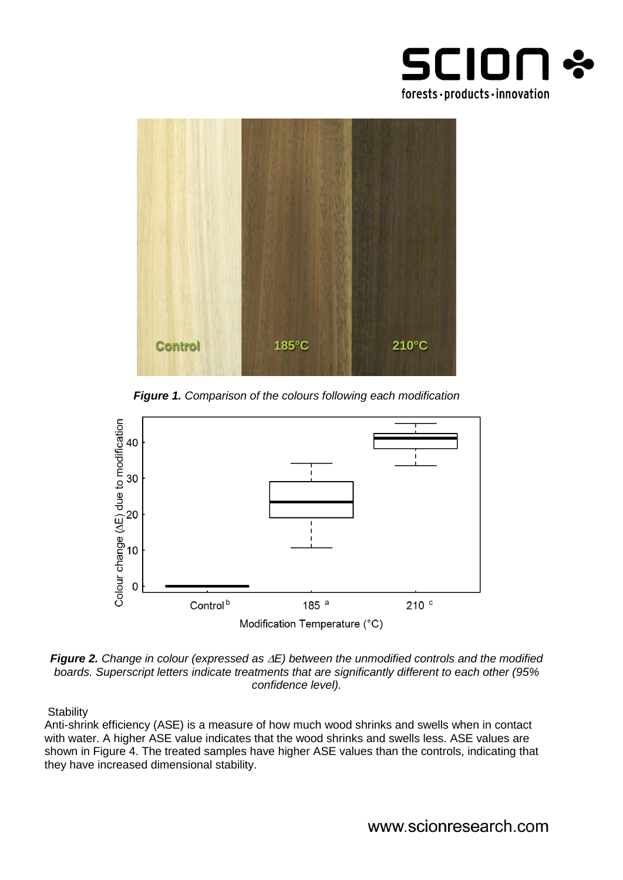*Figure 1.* Comparison of the colours following each modification

***Figure 2.*** *Change in colour (expressed as ΔE) between the unmodified controls and the modified boards. Superscript letters indicate treatments that are significantly different to each other (95% confidence level).*

Stability

Anti-shrink efficiency (ASE) is a measure of how much wood shrinks and swells when in contact with water. A higher ASE value indicates that the wood shrinks and swells less. ASE values are shown in Figure 4. The treated samples have higher ASE values than the controls, indicating that they have increased dimensional stability.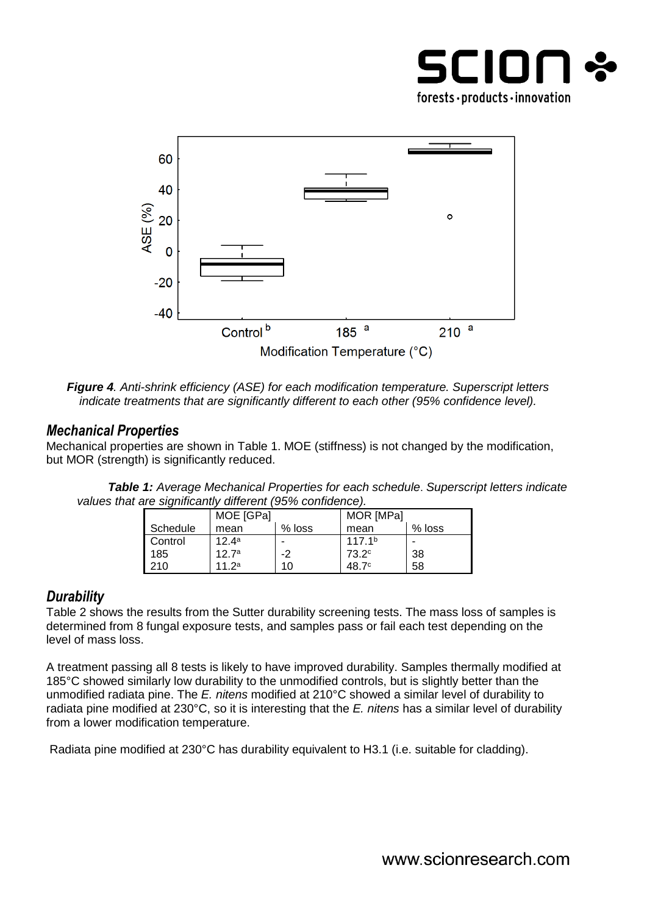*Figure 4. Anti-shrink efficiency (ASE) for each modification temperature. Superscript letters indicate treatments that are significantly different to each other (95% confidence level).*

## Mechanical Properties

Mechanical properties are shown in Table 1. MOE (stiffness) is not changed by the modification, but MOR (strength) is significantly reduced.

***Table 1:*** *Average Mechanical Properties for each schedule. Superscript letters indicate values that are significantly different (95% confidence).*

| | MOE [GPa] | | MOR [MPa] | |
|---|---|---|---|---|
| Schedule | mean | % loss | mean | % loss |
| Control | 12.4[a] | - | 117.1[b] | - |
| 185 | 12.7[a] | -2 | 73.2[c] | 38 |
| 210 | 11.2[a] | 10 | 48.7[c] | 58 |

## Durability

Table 2 shows the results from the Sutter durability screening tests. The mass loss of samples is determined from 8 fungal exposure tests, and samples pass or fail each test depending on the level of mass loss.

A treatment passing all 8 tests is likely to have improved durability. Samples thermally modified at 185°C showed similarly low durability to the unmodified controls, but is slightly better than the unmodified radiata pine. The *E. nitens* modified at 210°C showed a similar level of durability to radiata pine modified at 230°C, so it is interesting that the *E. nitens* has a similar level of durability from a lower modification temperature.

Radiata pine modified at 230°C has durability equivalent to H3.1 (i.e. suitable for cladding).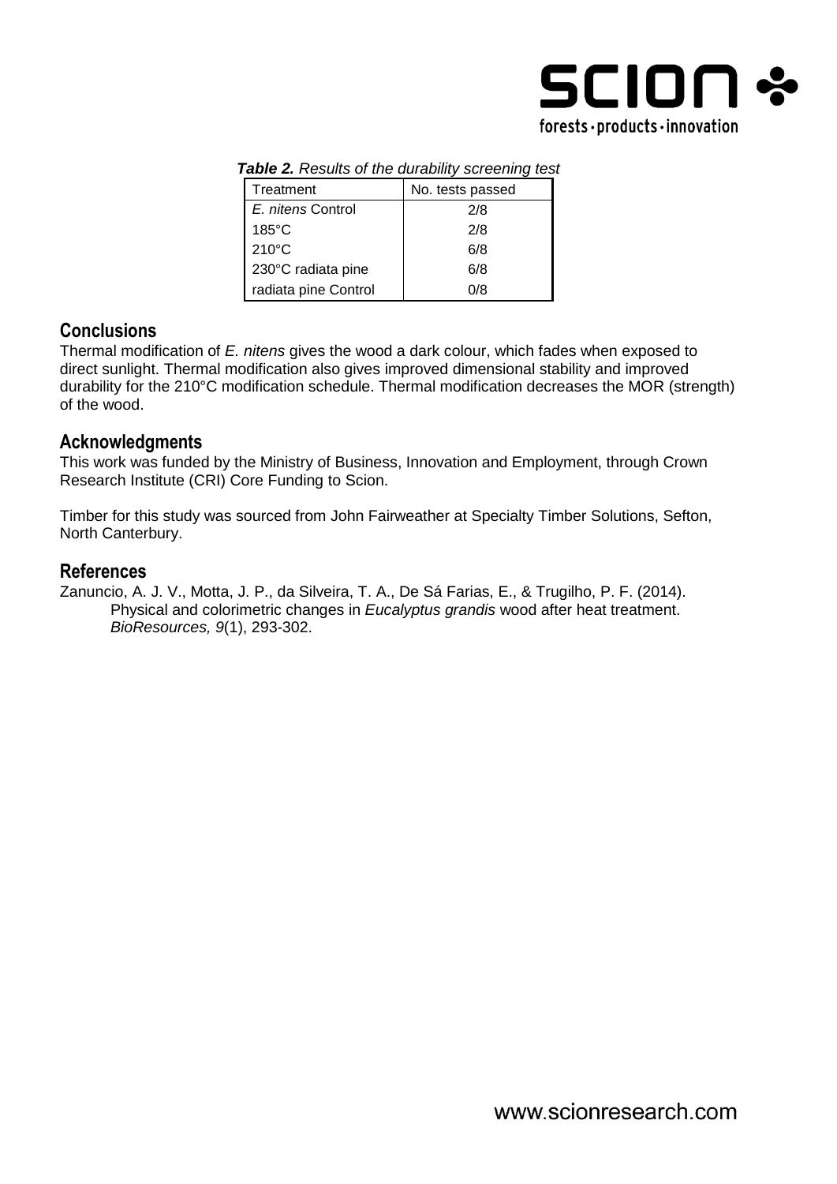***Table 2.*** *Results of the durability screening test*

| Treatment | No. tests passed |
|---|---|
| *E. nitens* Control | 2/8 |
| 185°C | 2/8 |
| 210°C | 6/8 |
| 230°C radiata pine | 6/8 |
| radiata pine Control | 0/8 |

## Conclusions

Thermal modification of *E. nitens* gives the wood a dark colour, which fades when exposed to direct sunlight. Thermal modification also gives improved dimensional stability and improved durability for the 210°C modification schedule. Thermal modification decreases the MOR (strength) of the wood.

## Acknowledgments

This work was funded by the Ministry of Business, Innovation and Employment, through Crown Research Institute (CRI) Core Funding to Scion.

Timber for this study was sourced from John Fairweather at Specialty Timber Solutions, Sefton, North Canterbury.

## References

Zanuncio, A. J. V., Motta, J. P., da Silveira, T. A., De Sá Farias, E., & Trugilho, P. F. (2014). Physical and colorimetric changes in *Eucalyptus grandis* wood after heat treatment. *BioResources, 9*(1), 293-302.